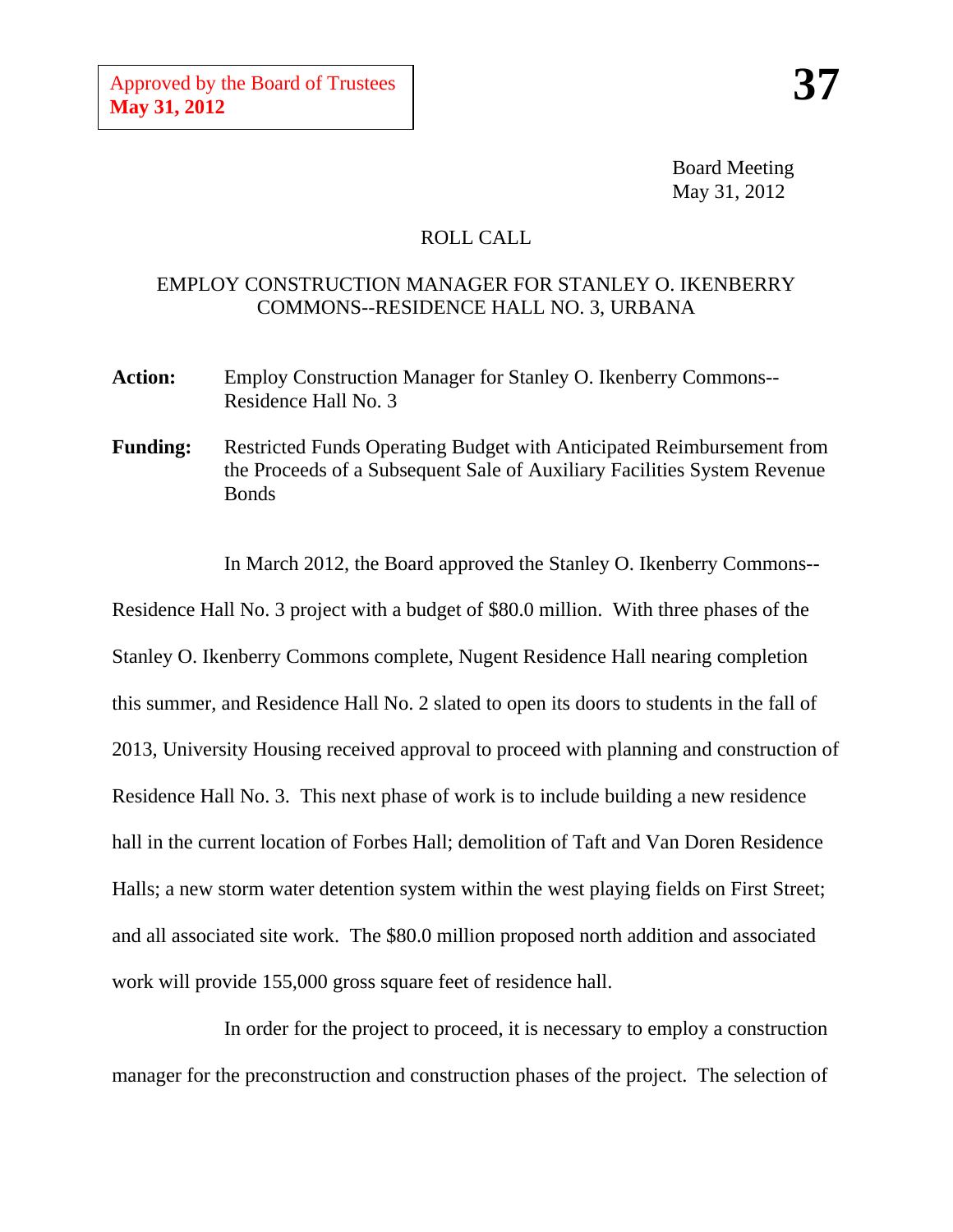Approved by the Board of Trustees
**May 31, 2012**

**37**

Board Meeting
May 31, 2012

ROLL CALL

EMPLOY CONSTRUCTION MANAGER FOR STANLEY O. IKENBERRY COMMONS--RESIDENCE HALL NO. 3, URBANA

**Action:** Employ Construction Manager for Stanley O. Ikenberry Commons--Residence Hall No. 3

**Funding:** Restricted Funds Operating Budget with Anticipated Reimbursement from the Proceeds of a Subsequent Sale of Auxiliary Facilities System Revenue Bonds

In March 2012, the Board approved the Stanley O. Ikenberry Commons--Residence Hall No. 3 project with a budget of $80.0 million. With three phases of the Stanley O. Ikenberry Commons complete, Nugent Residence Hall nearing completion this summer, and Residence Hall No. 2 slated to open its doors to students in the fall of 2013, University Housing received approval to proceed with planning and construction of Residence Hall No. 3. This next phase of work is to include building a new residence hall in the current location of Forbes Hall; demolition of Taft and Van Doren Residence Halls; a new storm water detention system within the west playing fields on First Street; and all associated site work. The $80.0 million proposed north addition and associated work will provide 155,000 gross square feet of residence hall.

In order for the project to proceed, it is necessary to employ a construction manager for the preconstruction and construction phases of the project. The selection of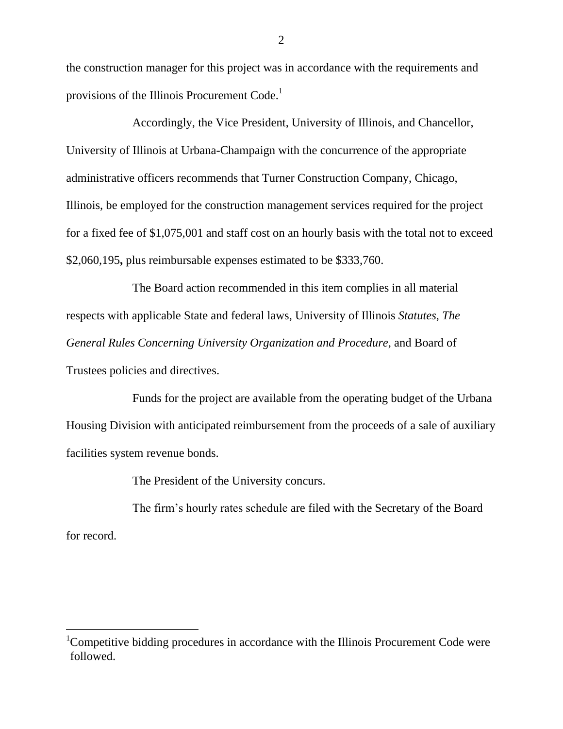the construction manager for this project was in accordance with the requirements and provisions of the Illinois Procurement Code.[1]

Accordingly, the Vice President, University of Illinois, and Chancellor, University of Illinois at Urbana-Champaign with the concurrence of the appropriate administrative officers recommends that Turner Construction Company, Chicago, Illinois, be employed for the construction management services required for the project for a fixed fee of $1,075,001 and staff cost on an hourly basis with the total not to exceed $2,060,195**,** plus reimbursable expenses estimated to be $333,760.

The Board action recommended in this item complies in all material respects with applicable State and federal laws, University of Illinois *Statutes*, *The General Rules Concerning University Organization and Procedure*, and Board of Trustees policies and directives.

Funds for the project are available from the operating budget of the Urbana Housing Division with anticipated reimbursement from the proceeds of a sale of auxiliary facilities system revenue bonds.

The President of the University concurs.

The firm's hourly rates schedule are filed with the Secretary of the Board for record.

---

[1]Competitive bidding procedures in accordance with the Illinois Procurement Code were followed.